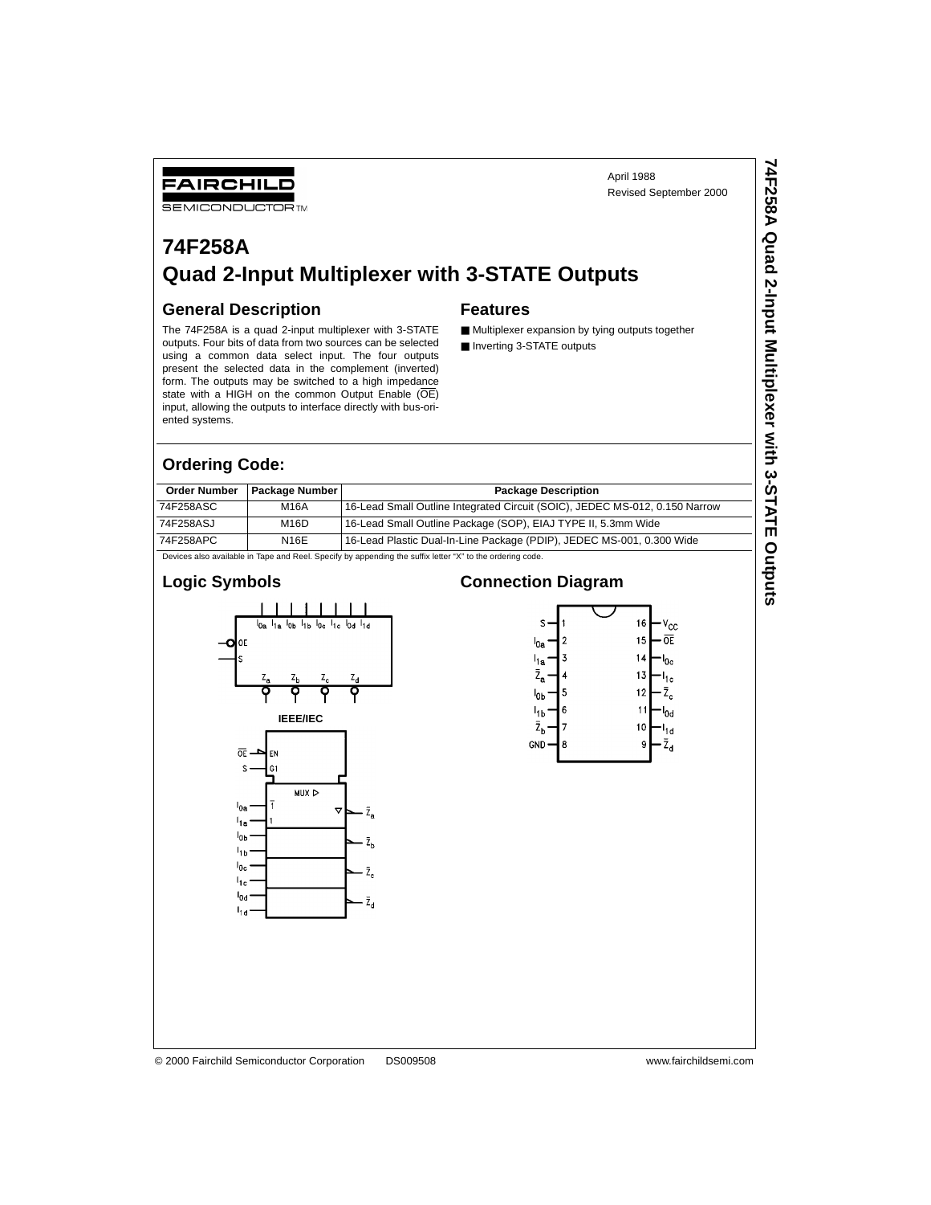FAIRCHILD SEMICONDUCTOR™

April 1988
Revised September 2000

# 74F258A
# Quad 2-Input Multiplexer with 3-STATE Outputs

## General Description

The 74F258A is a quad 2-input multiplexer with 3-STATE outputs. Four bits of data from two sources can be selected using a common data select input. The four outputs present the selected data in the complement (inverted) form. The outputs may be switched to a high impedance state with a HIGH on the common Output Enable ($\overline{OE}$) input, allowing the outputs to interface directly with bus-oriented systems.

## Features

- Multiplexer expansion by tying outputs together
- Inverting 3-STATE outputs

## Ordering Code:

| Order Number | Package Number | Package Description |
|---|---|---|
| 74F258ASC | M16A | 16-Lead Small Outline Integrated Circuit (SOIC), JEDEC MS-012, 0.150 Narrow |
| 74F258ASJ | M16D | 16-Lead Small Outline Package (SOP), EIAJ TYPE II, 5.3mm Wide |
| 74F258APC | N16E | 16-Lead Plastic Dual-In-Line Package (PDIP), JEDEC MS-001, 0.300 Wide |

Devices also available in Tape and Reel. Specify by appending the suffix letter "X" to the ordering code.

## Logic Symbols

IEEE/IEC

## Connection Diagram

| Pin | Name | Pin | Name |
|---|---|---|---|
| 1 | S | 16 | $V_{CC}$ |
| 2 | $I_{0a}$ | 15 | $\overline{OE}$ |
| 3 | $I_{1a}$ | 14 | $I_{0c}$ |
| 4 | $\overline{Z}_a$ | 13 | $I_{1c}$ |
| 5 | $I_{0b}$ | 12 | $\overline{Z}_c$ |
| 6 | $I_{1b}$ | 11 | $I_{0d}$ |
| 7 | $\overline{Z}_b$ | 10 | $I_{1d}$ |
| 8 | GND | 9 | $\overline{Z}_d$ |

© 2000 Fairchild Semiconductor Corporation DS009508 www.fairchildsemi.com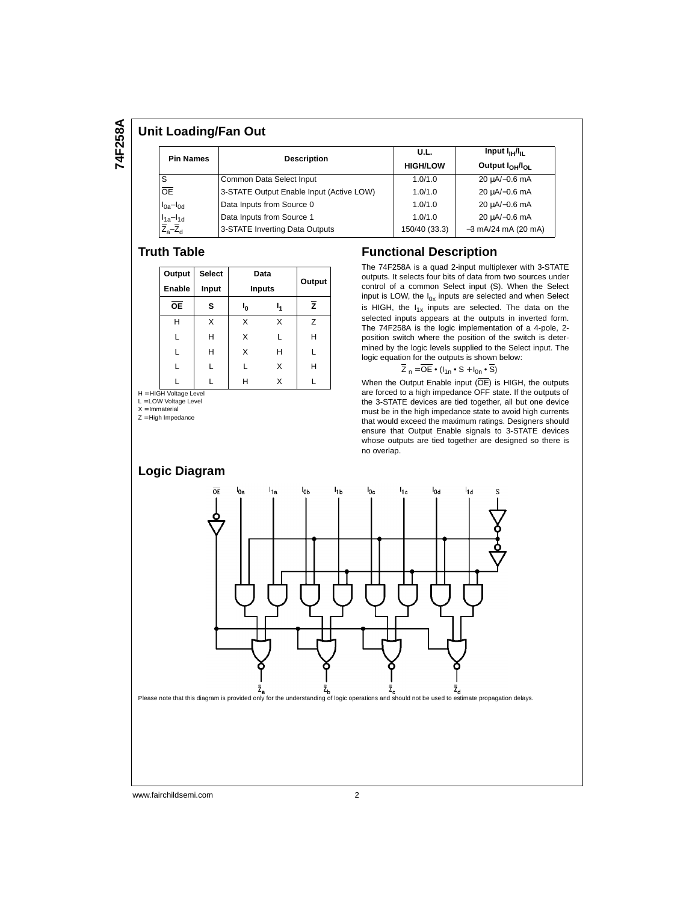## Unit Loading/Fan Out

| Pin Names | Description | U.L. HIGH/LOW | Input $I_{IH}/I_{IL}$ Output $I_{OH}/I_{OL}$ |
|---|---|---|---|
| S | Common Data Select Input | 1.0/1.0 | 20 µA/−0.6 mA |
| $\overline{OE}$ | 3-STATE Output Enable Input (Active LOW) | 1.0/1.0 | 20 µA/−0.6 mA |
| $I_{0a}$–$I_{0d}$ | Data Inputs from Source 0 | 1.0/1.0 | 20 µA/−0.6 mA |
| $I_{1a}$–$I_{1d}$ | Data Inputs from Source 1 | 1.0/1.0 | 20 µA/−0.6 mA |
| $\overline{Z}_a$–$\overline{Z}_d$ | 3-STATE Inverting Data Outputs | 150/40 (33.3) | −3 mA/24 mA (20 mA) |

## Truth Table

| Output Enable | Select Input | Data Inputs | | Output |
|---|---|---|---|---|
| $\overline{OE}$ | S | $I_0$ | $I_1$ | $\overline{Z}$ |
| H | X | X | X | Z |
| L | H | X | L | H |
| L | H | X | H | L |
| L | L | L | X | H |
| L | L | H | X | L |

H = HIGH Voltage Level
L = LOW Voltage Level
X = Immaterial
Z = High Impedance

## Functional Description

The 74F258A is a quad 2-input multiplexer with 3-STATE outputs. It selects four bits of data from two sources under control of a common Select input (S). When the Select input is LOW, the $I_{0x}$ inputs are selected and when Select is HIGH, the $I_{1x}$ inputs are selected. The data on the selected inputs appears at the outputs in inverted form. The 74F258A is the logic implementation of a 4-pole, 2-position switch where the position of the switch is determined by the logic levels supplied to the Select input. The logic equation for the outputs is shown below:

$$\overline{Z}_n = \overline{OE} \bullet (I_{1n} \bullet S + I_{0n} \bullet \overline{S})$$

When the Output Enable input ($\overline{OE}$) is HIGH, the outputs are forced to a high impedance OFF state. If the outputs of the 3-STATE devices are tied together, all but one device must be in the high impedance state to avoid high currents that would exceed the maximum ratings. Designers should ensure that Output Enable signals to 3-STATE devices whose outputs are tied together are designed so there is no overlap.

## Logic Diagram

Please note that this diagram is provided only for the understanding of logic operations and should not be used to estimate propagation delays.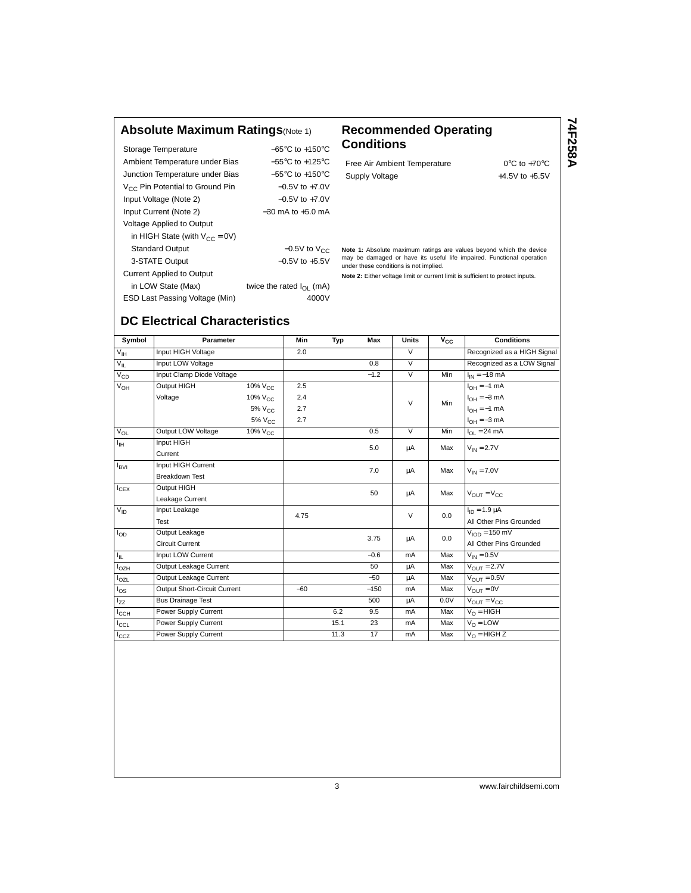## Absolute Maximum Ratings (Note 1)

| | |
|---|---|
| Storage Temperature | −65°C to +150°C |
| Ambient Temperature under Bias | −55°C to +125°C |
| Junction Temperature under Bias | −55°C to +150°C |
| $V_{CC}$ Pin Potential to Ground Pin | −0.5V to +7.0V |
| Input Voltage (Note 2) | −0.5V to +7.0V |
| Input Current (Note 2) | −30 mA to +5.0 mA |
| Voltage Applied to Output in HIGH State (with $V_{CC}$ = 0V) | |
| Standard Output | −0.5V to $V_{CC}$ |
| 3-STATE Output | −0.5V to +5.5V |
| Current Applied to Output in LOW State (Max) | twice the rated $I_{OL}$ (mA) |
| ESD Last Passing Voltage (Min) | 4000V |

## Recommended Operating Conditions

| | |
|---|---|
| Free Air Ambient Temperature | 0°C to +70°C |
| Supply Voltage | +4.5V to +5.5V |

**Note 1:** Absolute maximum ratings are values beyond which the device may be damaged or have its useful life impaired. Functional operation under these conditions is not implied.

**Note 2:** Either voltage limit or current limit is sufficient to protect inputs.

## DC Electrical Characteristics

| Symbol | Parameter | | Min | Typ | Max | Units | $V_{CC}$ | Conditions |
|---|---|---|---|---|---|---|---|---|
| $V_{IH}$ | Input HIGH Voltage | | 2.0 | | | V | | Recognized as a HIGH Signal |
| $V_{IL}$ | Input LOW Voltage | | | | 0.8 | V | | Recognized as a LOW Signal |
| $V_{CD}$ | Input Clamp Diode Voltage | | | | −1.2 | V | Min | $I_{IN}$ = −18 mA |
| $V_{OH}$ | Output HIGH Voltage | 10% $V_{CC}$ | 2.5 | | | V | Min | $I_{OH}$ = −1 mA |
| | | 10% $V_{CC}$ | 2.4 | | | | | $I_{OH}$ = −3 mA |
| | | 5% $V_{CC}$ | 2.7 | | | | | $I_{OH}$ = −1 mA |
| | | 5% $V_{CC}$ | 2.7 | | | | | $I_{OH}$ = −3 mA |
| $V_{OL}$ | Output LOW Voltage | 10% $V_{CC}$ | | | 0.5 | V | Min | $I_{OL}$ = 24 mA |
| $I_{IH}$ | Input HIGH Current | | | | 5.0 | µA | Max | $V_{IN}$ = 2.7V |
| $I_{BVI}$ | Input HIGH Current Breakdown Test | | | | 7.0 | µA | Max | $V_{IN}$ = 7.0V |
| $I_{CEX}$ | Output HIGH Leakage Current | | | | 50 | µA | Max | $V_{OUT}$ = $V_{CC}$ |
| $V_{ID}$ | Input Leakage Test | | 4.75 | | | V | 0.0 | $I_{ID}$ = 1.9 µA All Other Pins Grounded |
| $I_{OD}$ | Output Leakage Circuit Current | | | | 3.75 | µA | 0.0 | $V_{IOD}$ = 150 mV All Other Pins Grounded |
| $I_{IL}$ | Input LOW Current | | | | −0.6 | mA | Max | $V_{IN}$ = 0.5V |
| $I_{OZH}$ | Output Leakage Current | | | | 50 | µA | Max | $V_{OUT}$ = 2.7V |
| $I_{OZL}$ | Output Leakage Current | | | | −50 | µA | Max | $V_{OUT}$ = 0.5V |
| $I_{OS}$ | Output Short-Circuit Current | | −60 | | −150 | mA | Max | $V_{OUT}$ = 0V |
| $I_{ZZ}$ | Bus Drainage Test | | | | 500 | µA | 0.0V | $V_{OUT}$ = $V_{CC}$ |
| $I_{CCH}$ | Power Supply Current | | | 6.2 | 9.5 | mA | Max | $V_O$ = HIGH |
| $I_{CCL}$ | Power Supply Current | | | 15.1 | 23 | mA | Max | $V_O$ = LOW |
| $I_{CCZ}$ | Power Supply Current | | | 11.3 | 17 | mA | Max | $V_O$ = HIGH Z |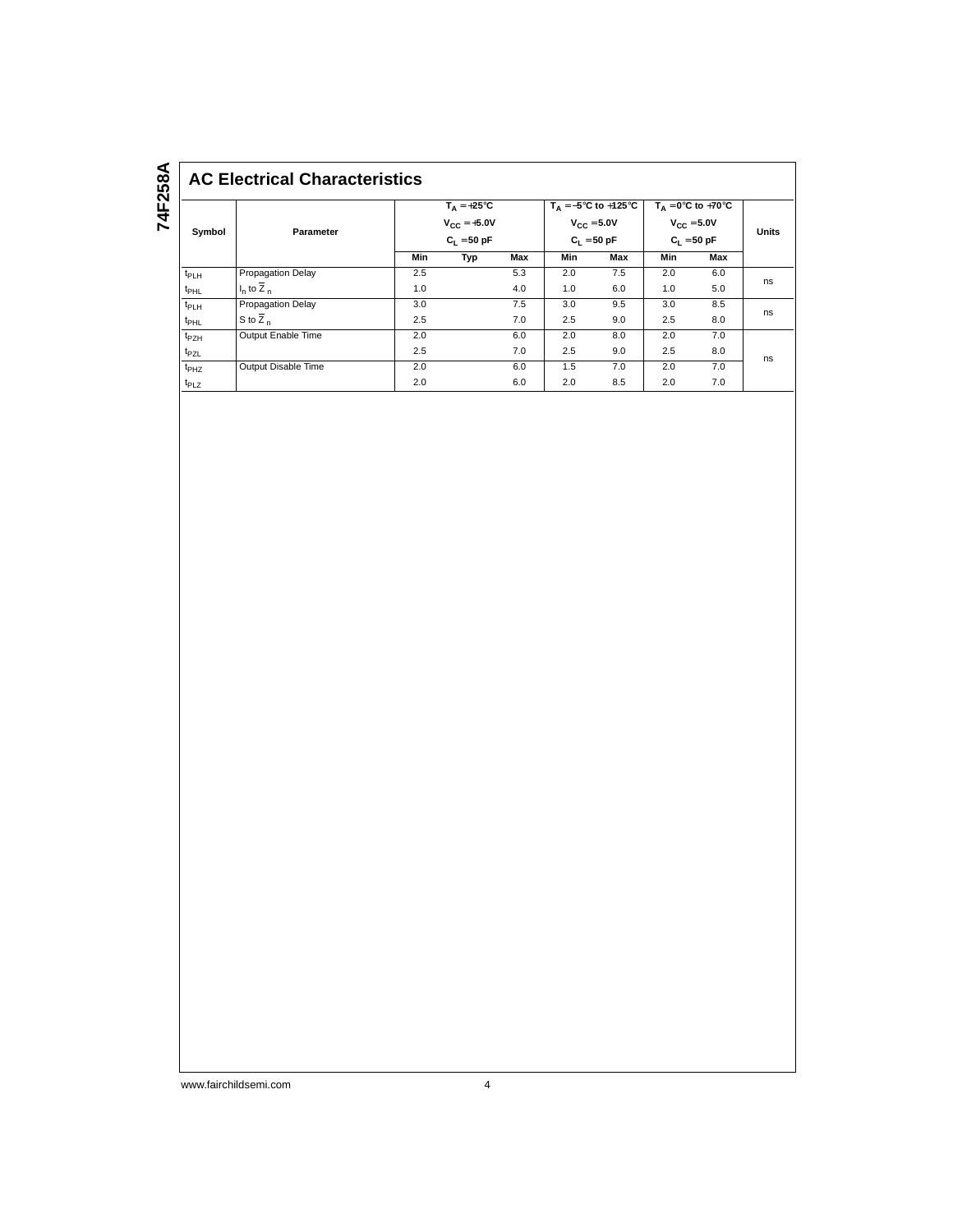## AC Electrical Characteristics

| Symbol | Parameter | $T_A = +25°C$, $V_{CC} = +5.0V$, $C_L = 50$ pF | | | $T_A = -55°C$ to $+125°C$, $V_{CC} = 5.0V$, $C_L = 50$ pF | | $T_A = 0°C$ to $+70°C$, $V_{CC} = 5.0V$, $C_L = 50$ pF | | Units |
|---|---|---|---|---|---|---|---|---|---|
| | | Min | Typ | Max | Min | Max | Min | Max | |
| $t_{PLH}$ | Propagation Delay | 2.5 | | 5.3 | 2.0 | 7.5 | 2.0 | 6.0 | ns |
| $t_{PHL}$ | $I_n$ to $\overline{Z}_n$ | 1.0 | | 4.0 | 1.0 | 6.0 | 1.0 | 5.0 | |
| $t_{PLH}$ | Propagation Delay | 3.0 | | 7.5 | 3.0 | 9.5 | 3.0 | 8.5 | ns |
| $t_{PHL}$ | S to $\overline{Z}_n$ | 2.5 | | 7.0 | 2.5 | 9.0 | 2.5 | 8.0 | |
| $t_{PZH}$ | Output Enable Time | 2.0 | | 6.0 | 2.0 | 8.0 | 2.0 | 7.0 | ns |
| $t_{PZL}$ | | 2.5 | | 7.0 | 2.5 | 9.0 | 2.5 | 8.0 | |
| $t_{PHZ}$ | Output Disable Time | 2.0 | | 6.0 | 1.5 | 7.0 | 2.0 | 7.0 | |
| $t_{PLZ}$ | | 2.0 | | 6.0 | 2.0 | 8.5 | 2.0 | 7.0 | |